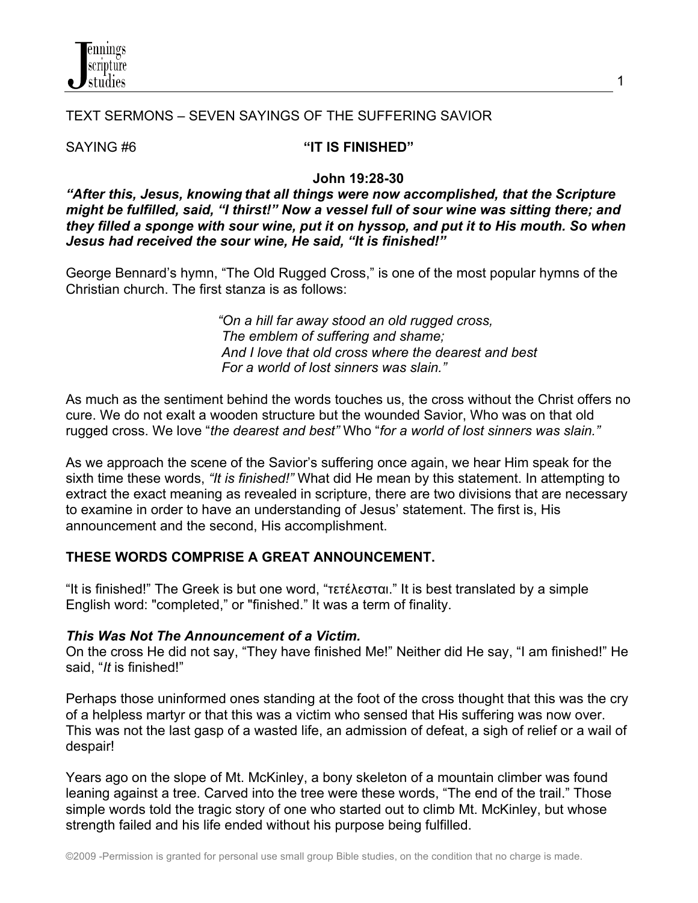TEXT SERMONS – SEVEN SAYINGS OF THE SUFFERING SAVIOR

SAYING #6 **"IT IS FINISHED"**

**John 19:28-30**

***"After this, Jesus, knowing that all things were now accomplished, that the Scripture might be fulfilled, said, "I thirst!" Now a vessel full of sour wine was sitting there; and they filled a sponge with sour wine, put it on hyssop, and put it to His mouth. So when Jesus had received the sour wine, He said, "It is finished!"***

George Bennard's hymn, "The Old Rugged Cross," is one of the most popular hymns of the Christian church. The first stanza is as follows:

> *"On a hill far away stood an old rugged cross,*
> *The emblem of suffering and shame;*
> *And I love that old cross where the dearest and best*
> *For a world of lost sinners was slain."*

As much as the sentiment behind the words touches us, the cross without the Christ offers no cure. We do not exalt a wooden structure but the wounded Savior, Who was on that old rugged cross. We love "*the dearest and best"* Who "*for a world of lost sinners was slain."*

As we approach the scene of the Savior's suffering once again, we hear Him speak for the sixth time these words, *"It is finished!"* What did He mean by this statement. In attempting to extract the exact meaning as revealed in scripture, there are two divisions that are necessary to examine in order to have an understanding of Jesus' statement. The first is, His announcement and the second, His accomplishment.

## THESE WORDS COMPRISE A GREAT ANNOUNCEMENT.

"It is finished!" The Greek is but one word, "τετέλεσται." It is best translated by a simple English word: "completed," or "finished." It was a term of finality.

***This Was Not The Announcement of a Victim.***

On the cross He did not say, "They have finished Me!" Neither did He say, "I am finished!" He said, "*It* is finished!"

Perhaps those uninformed ones standing at the foot of the cross thought that this was the cry of a helpless martyr or that this was a victim who sensed that His suffering was now over. This was not the last gasp of a wasted life, an admission of defeat, a sigh of relief or a wail of despair!

Years ago on the slope of Mt. McKinley, a bony skeleton of a mountain climber was found leaning against a tree. Carved into the tree were these words, "The end of the trail." Those simple words told the tragic story of one who started out to climb Mt. McKinley, but whose strength failed and his life ended without his purpose being fulfilled.

©2009 -Permission is granted for personal use small group Bible studies, on the condition that no charge is made.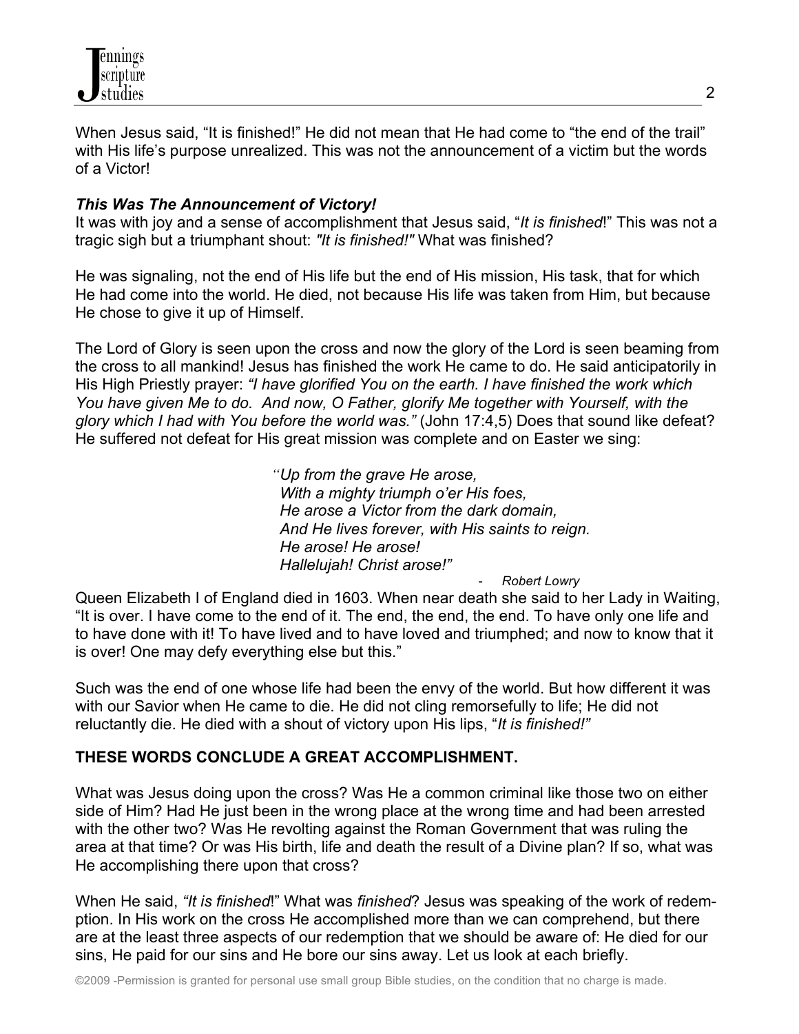When Jesus said, "It is finished!" He did not mean that He had come to "the end of the trail" with His life's purpose unrealized. This was not the announcement of a victim but the words of a Victor!

***This Was The Announcement of Victory!***

It was with joy and a sense of accomplishment that Jesus said, "*It is finished*!" This was not a tragic sigh but a triumphant shout: *"It is finished!"* What was finished?

He was signaling, not the end of His life but the end of His mission, His task, that for which He had come into the world. He died, not because His life was taken from Him, but because He chose to give it up of Himself.

The Lord of Glory is seen upon the cross and now the glory of the Lord is seen beaming from the cross to all mankind! Jesus has finished the work He came to do. He said anticipatorily in His High Priestly prayer: *"I have glorified You on the earth. I have finished the work which You have given Me to do. And now, O Father, glorify Me together with Yourself, with the glory which I had with You before the world was."* (John 17:4,5) Does that sound like defeat? He suffered not defeat for His great mission was complete and on Easter we sing:

> *"Up from the grave He arose,*
> *With a mighty triumph o'er His foes,*
> *He arose a Victor from the dark domain,*
> *And He lives forever, with His saints to reign.*
> *He arose! He arose!*
> *Hallelujah! Christ arose!"*
>
> \- *Robert Lowry*

Queen Elizabeth I of England died in 1603. When near death she said to her Lady in Waiting, "It is over. I have come to the end of it. The end, the end, the end. To have only one life and to have done with it! To have lived and to have loved and triumphed; and now to know that it is over! One may defy everything else but this."

Such was the end of one whose life had been the envy of the world. But how different it was with our Savior when He came to die. He did not cling remorsefully to life; He did not reluctantly die. He died with a shout of victory upon His lips, "*It is finished!"*

**THESE WORDS CONCLUDE A GREAT ACCOMPLISHMENT.**

What was Jesus doing upon the cross? Was He a common criminal like those two on either side of Him? Had He just been in the wrong place at the wrong time and had been arrested with the other two? Was He revolting against the Roman Government that was ruling the area at that time? Or was His birth, life and death the result of a Divine plan? If so, what was He accomplishing there upon that cross?

When He said, *"It is finished*!" What was *finished*? Jesus was speaking of the work of redemption. In His work on the cross He accomplished more than we can comprehend, but there are at the least three aspects of our redemption that we should be aware of: He died for our sins, He paid for our sins and He bore our sins away. Let us look at each briefly.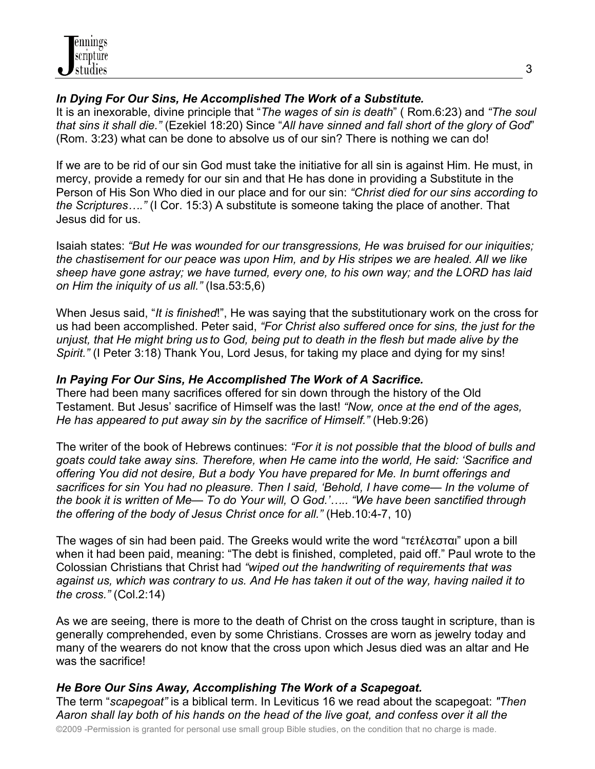***In Dying For Our Sins, He Accomplished The Work of a Substitute.***

It is an inexorable, divine principle that "*The wages of sin is death*" ( Rom.6:23) and *"The soul that sins it shall die."* (Ezekiel 18:20) Since "*All have sinned and fall short of the glory of God*" (Rom. 3:23) what can be done to absolve us of our sin? There is nothing we can do!

If we are to be rid of our sin God must take the initiative for all sin is against Him. He must, in mercy, provide a remedy for our sin and that He has done in providing a Substitute in the Person of His Son Who died in our place and for our sin: *"Christ died for our sins according to the Scriptures…."* (I Cor. 15:3) A substitute is someone taking the place of another. That Jesus did for us.

Isaiah states: *"But He was wounded for our transgressions, He was bruised for our iniquities; the chastisement for our peace was upon Him, and by His stripes we are healed. All we like sheep have gone astray; we have turned, every one, to his own way; and the LORD has laid on Him the iniquity of us all."* (Isa.53:5,6)

When Jesus said, "*It is finished*!", He was saying that the substitutionary work on the cross for us had been accomplished. Peter said, *"For Christ also suffered once for sins, the just for the unjust, that He might bring us to God, being put to death in the flesh but made alive by the Spirit."* (I Peter 3:18) Thank You, Lord Jesus, for taking my place and dying for my sins!

***In Paying For Our Sins, He Accomplished The Work of A Sacrifice.***

There had been many sacrifices offered for sin down through the history of the Old Testament. But Jesus' sacrifice of Himself was the last! *"Now, once at the end of the ages, He has appeared to put away sin by the sacrifice of Himself."* (Heb.9:26)

The writer of the book of Hebrews continues: *"For it is not possible that the blood of bulls and goats could take away sins. Therefore, when He came into the world, He said: 'Sacrifice and offering You did not desire, But a body You have prepared for Me. In burnt offerings and sacrifices for sin You had no pleasure. Then I said, 'Behold, I have come— In the volume of the book it is written of Me— To do Your will, O God.'….. "We have been sanctified through the offering of the body of Jesus Christ once for all."* (Heb.10:4-7, 10)

The wages of sin had been paid. The Greeks would write the word "τετέλεσται" upon a bill when it had been paid, meaning: "The debt is finished, completed, paid off." Paul wrote to the Colossian Christians that Christ had *"wiped out the handwriting of requirements that was against us, which was contrary to us. And He has taken it out of the way, having nailed it to the cross."* (Col.2:14)

As we are seeing, there is more to the death of Christ on the cross taught in scripture, than is generally comprehended, even by some Christians. Crosses are worn as jewelry today and many of the wearers do not know that the cross upon which Jesus died was an altar and He was the sacrifice!

***He Bore Our Sins Away, Accomplishing The Work of a Scapegoat.***

The term "*scapegoat"* is a biblical term. In Leviticus 16 we read about the scapegoat: *"Then Aaron shall lay both of his hands on the head of the live goat, and confess over it all the*

©2009 -Permission is granted for personal use small group Bible studies, on the condition that no charge is made.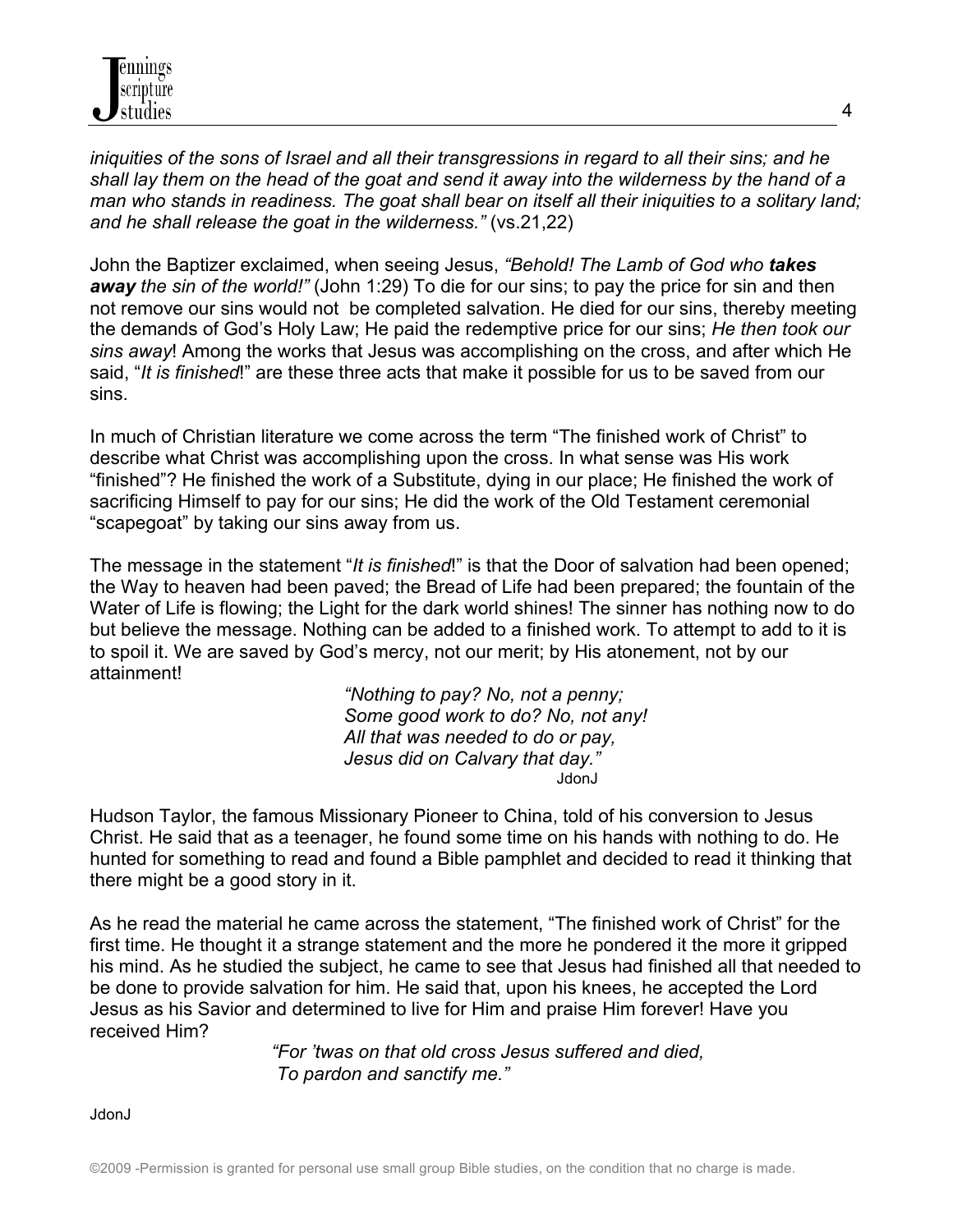*iniquities of the sons of Israel and all their transgressions in regard to all their sins; and he shall lay them on the head of the goat and send it away into the wilderness by the hand of a man who stands in readiness. The goat shall bear on itself all their iniquities to a solitary land; and he shall release the goat in the wilderness."* (vs.21,22)

John the Baptizer exclaimed, when seeing Jesus, *"Behold! The Lamb of God who **takes away** the sin of the world!"* (John 1:29) To die for our sins; to pay the price for sin and then not remove our sins would not be completed salvation. He died for our sins, thereby meeting the demands of God's Holy Law; He paid the redemptive price for our sins; *He then took our sins away*! Among the works that Jesus was accomplishing on the cross, and after which He said, "*It is finished*!" are these three acts that make it possible for us to be saved from our sins.

In much of Christian literature we come across the term "The finished work of Christ" to describe what Christ was accomplishing upon the cross. In what sense was His work "finished"? He finished the work of a Substitute, dying in our place; He finished the work of sacrificing Himself to pay for our sins; He did the work of the Old Testament ceremonial "scapegoat" by taking our sins away from us.

The message in the statement "*It is finished*!" is that the Door of salvation had been opened; the Way to heaven had been paved; the Bread of Life had been prepared; the fountain of the Water of Life is flowing; the Light for the dark world shines! The sinner has nothing now to do but believe the message. Nothing can be added to a finished work. To attempt to add to it is to spoil it. We are saved by God's mercy, not our merit; by His atonement, not by our attainment!

> *"Nothing to pay? No, not a penny;*
> *Some good work to do? No, not any!*
> *All that was needed to do or pay,*
> *Jesus did on Calvary that day."*
> JdonJ

Hudson Taylor, the famous Missionary Pioneer to China, told of his conversion to Jesus Christ. He said that as a teenager, he found some time on his hands with nothing to do. He hunted for something to read and found a Bible pamphlet and decided to read it thinking that there might be a good story in it.

As he read the material he came across the statement, "The finished work of Christ" for the first time. He thought it a strange statement and the more he pondered it the more it gripped his mind. As he studied the subject, he came to see that Jesus had finished all that needed to be done to provide salvation for him. He said that, upon his knees, he accepted the Lord Jesus as his Savior and determined to live for Him and praise Him forever! Have you received Him?

> *"For 'twas on that old cross Jesus suffered and died,*
> *To pardon and sanctify me."*

JdonJ

©2009 -Permission is granted for personal use small group Bible studies, on the condition that no charge is made.